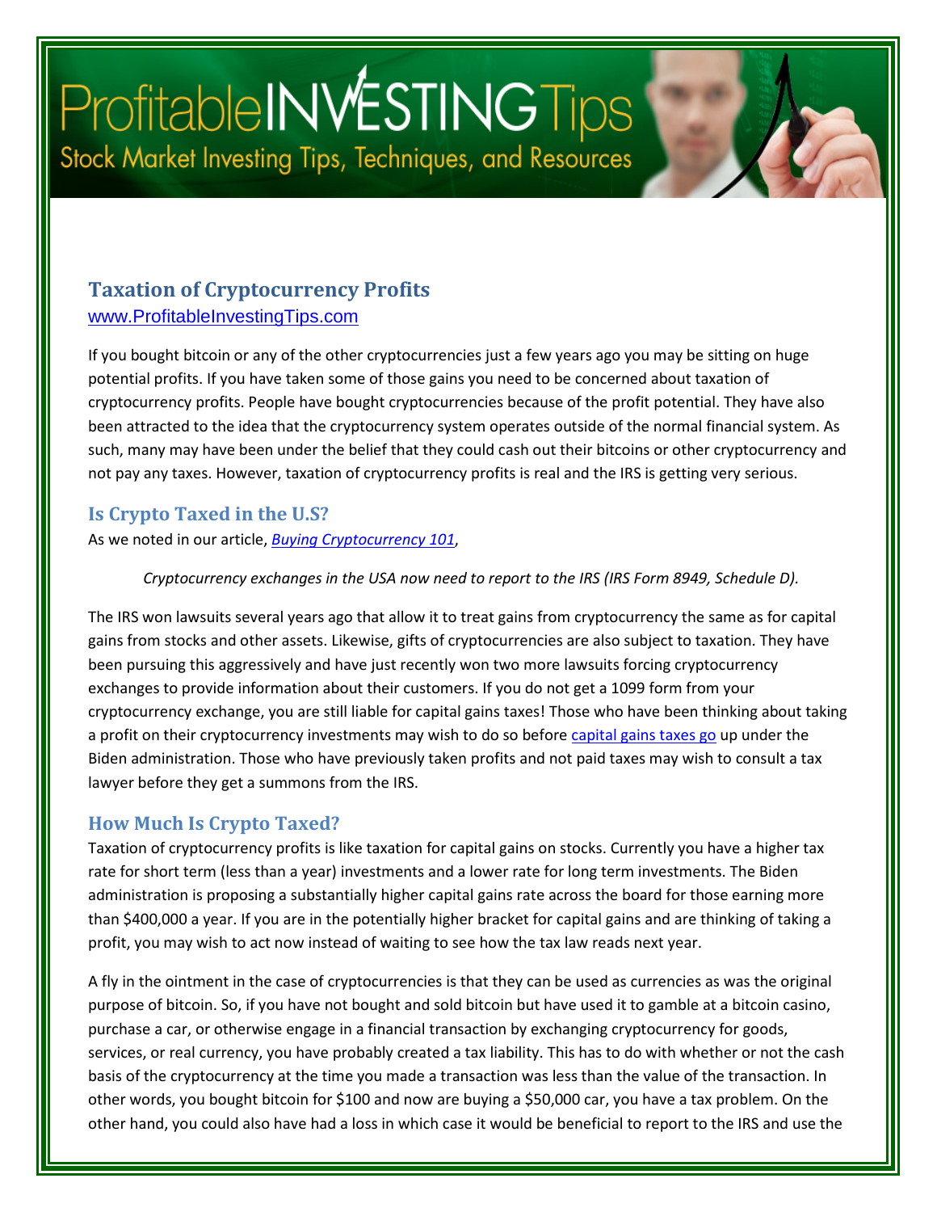# Taxation of Cryptocurrency Profits

www.ProfitableInvestingTips.com

If you bought bitcoin or any of the other cryptocurrencies just a few years ago you may be sitting on huge potential profits. If you have taken some of those gains you need to be concerned about taxation of cryptocurrency profits. People have bought cryptocurrencies because of the profit potential. They have also been attracted to the idea that the cryptocurrency system operates outside of the normal financial system. As such, many may have been under the belief that they could cash out their bitcoins or other cryptocurrency and not pay any taxes. However, taxation of cryptocurrency profits is real and the IRS is getting very serious.

## Is Crypto Taxed in the U.S?

As we noted in our article, *Buying Cryptocurrency 101*,

> *Cryptocurrency exchanges in the USA now need to report to the IRS (IRS Form 8949, Schedule D).*

The IRS won lawsuits several years ago that allow it to treat gains from cryptocurrency the same as for capital gains from stocks and other assets. Likewise, gifts of cryptocurrencies are also subject to taxation. They have been pursuing this aggressively and have just recently won two more lawsuits forcing cryptocurrency exchanges to provide information about their customers. If you do not get a 1099 form from your cryptocurrency exchange, you are still liable for capital gains taxes! Those who have been thinking about taking a profit on their cryptocurrency investments may wish to do so before capital gains taxes go up under the Biden administration. Those who have previously taken profits and not paid taxes may wish to consult a tax lawyer before they get a summons from the IRS.

## How Much Is Crypto Taxed?

Taxation of cryptocurrency profits is like taxation for capital gains on stocks. Currently you have a higher tax rate for short term (less than a year) investments and a lower rate for long term investments. The Biden administration is proposing a substantially higher capital gains rate across the board for those earning more than $400,000 a year. If you are in the potentially higher bracket for capital gains and are thinking of taking a profit, you may wish to act now instead of waiting to see how the tax law reads next year.

A fly in the ointment in the case of cryptocurrencies is that they can be used as currencies as was the original purpose of bitcoin. So, if you have not bought and sold bitcoin but have used it to gamble at a bitcoin casino, purchase a car, or otherwise engage in a financial transaction by exchanging cryptocurrency for goods, services, or real currency, you have probably created a tax liability. This has to do with whether or not the cash basis of the cryptocurrency at the time you made a transaction was less than the value of the transaction. In other words, you bought bitcoin for $100 and now are buying a $50,000 car, you have a tax problem. On the other hand, you could also have had a loss in which case it would be beneficial to report to the IRS and use the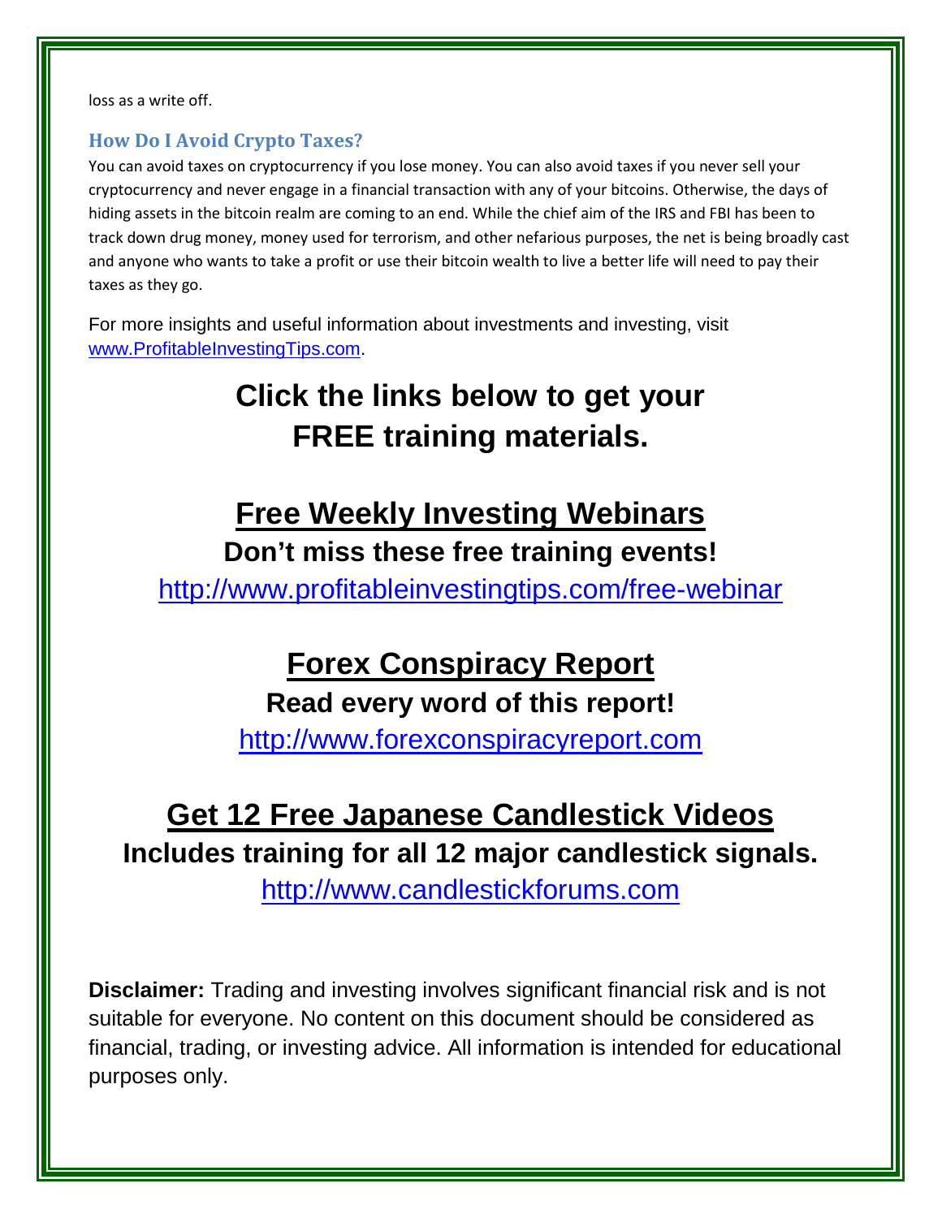loss as a write off.

### How Do I Avoid Crypto Taxes?

You can avoid taxes on cryptocurrency if you lose money. You can also avoid taxes if you never sell your cryptocurrency and never engage in a financial transaction with any of your bitcoins. Otherwise, the days of hiding assets in the bitcoin realm are coming to an end. While the chief aim of the IRS and FBI has been to track down drug money, money used for terrorism, and other nefarious purposes, the net is being broadly cast and anyone who wants to take a profit or use their bitcoin wealth to live a better life will need to pay their taxes as they go.

For more insights and useful information about investments and investing, visit [www.ProfitableInvestingTips.com](http://www.ProfitableInvestingTips.com).

# Click the links below to get your FREE training materials.

## Free Weekly Investing Webinars

**Don't miss these free training events!**

http://www.profitableinvestingtips.com/free-webinar

## Forex Conspiracy Report

**Read every word of this report!**

http://www.forexconspiracyreport.com

## Get 12 Free Japanese Candlestick Videos

**Includes training for all 12 major candlestick signals.**

http://www.candlestickforums.com

**Disclaimer:** Trading and investing involves significant financial risk and is not suitable for everyone. No content on this document should be considered as financial, trading, or investing advice. All information is intended for educational purposes only.